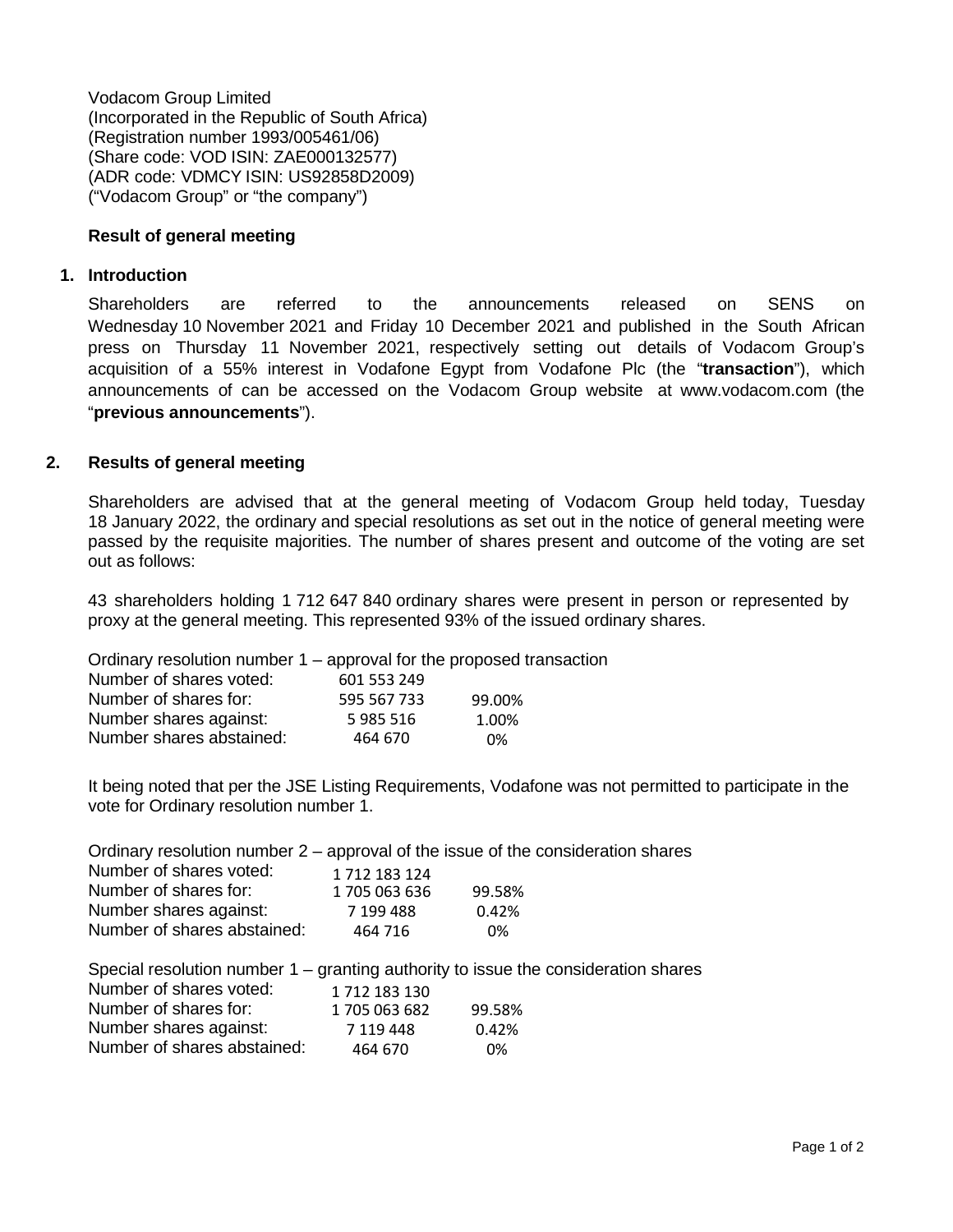Vodacom Group Limited
(Incorporated in the Republic of South Africa)
(Registration number 1993/005461/06)
(Share code: VOD ISIN: ZAE000132577)
(ADR code: VDMCY ISIN: US92858D2009)
("Vodacom Group" or "the company")

**Result of general meeting**

## 1. Introduction

Shareholders are referred to the announcements released on SENS on Wednesday 10 November 2021 and Friday 10 December 2021 and published in the South African press on Thursday 11 November 2021, respectively setting out details of Vodacom Group's acquisition of a 55% interest in Vodafone Egypt from Vodafone Plc (the "**transaction**"), which announcements of can be accessed on the Vodacom Group website at www.vodacom.com (the "**previous announcements**").

## 2. Results of general meeting

Shareholders are advised that at the general meeting of Vodacom Group held today, Tuesday 18 January 2022, the ordinary and special resolutions as set out in the notice of general meeting were passed by the requisite majorities. The number of shares present and outcome of the voting are set out as follows:

43 shareholders holding 1 712 647 840 ordinary shares were present in person or represented by proxy at the general meeting. This represented 93% of the issued ordinary shares.

Ordinary resolution number 1 – approval for the proposed transaction

| | | |
|---|---|---|
| Number of shares voted: | 601 553 249 | |
| Number of shares for: | 595 567 733 | 99.00% |
| Number shares against: | 5 985 516 | 1.00% |
| Number shares abstained: | 464 670 | 0% |

It being noted that per the JSE Listing Requirements, Vodafone was not permitted to participate in the vote for Ordinary resolution number 1.

Ordinary resolution number 2 – approval of the issue of the consideration shares

| | | |
|---|---|---|
| Number of shares voted: | 1 712 183 124 | |
| Number of shares for: | 1 705 063 636 | 99.58% |
| Number shares against: | 7 199 488 | 0.42% |
| Number of shares abstained: | 464 716 | 0% |

Special resolution number 1 – granting authority to issue the consideration shares

| | | |
|---|---|---|
| Number of shares voted: | 1 712 183 130 | |
| Number of shares for: | 1 705 063 682 | 99.58% |
| Number shares against: | 7 119 448 | 0.42% |
| Number of shares abstained: | 464 670 | 0% |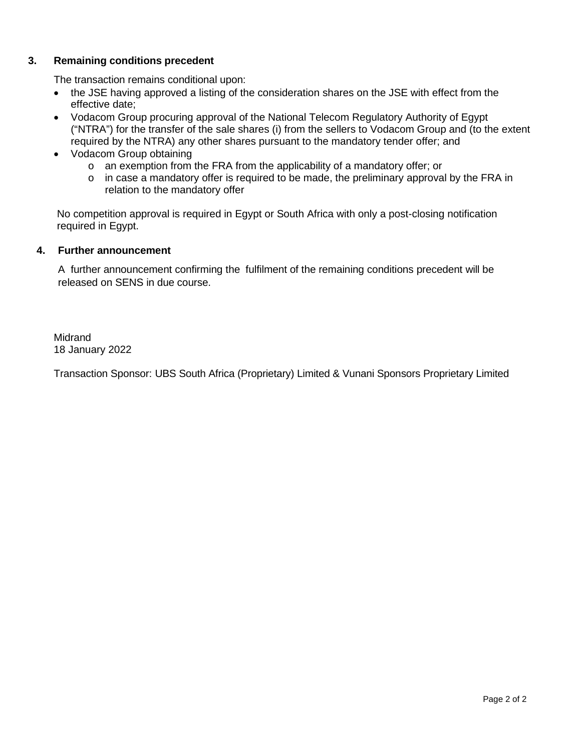## 3. Remaining conditions precedent

The transaction remains conditional upon:

- the JSE having approved a listing of the consideration shares on the JSE with effect from the effective date;
- Vodacom Group procuring approval of the National Telecom Regulatory Authority of Egypt ("NTRA") for the transfer of the sale shares (i) from the sellers to Vodacom Group and (to the extent required by the NTRA) any other shares pursuant to the mandatory tender offer; and
- Vodacom Group obtaining
  - an exemption from the FRA from the applicability of a mandatory offer; or
  - in case a mandatory offer is required to be made, the preliminary approval by the FRA in relation to the mandatory offer

No competition approval is required in Egypt or South Africa with only a post-closing notification required in Egypt.

## 4. Further announcement

A further announcement confirming the fulfilment of the remaining conditions precedent will be released on SENS in due course.

Midrand
18 January 2022

Transaction Sponsor: UBS South Africa (Proprietary) Limited & Vunani Sponsors Proprietary Limited